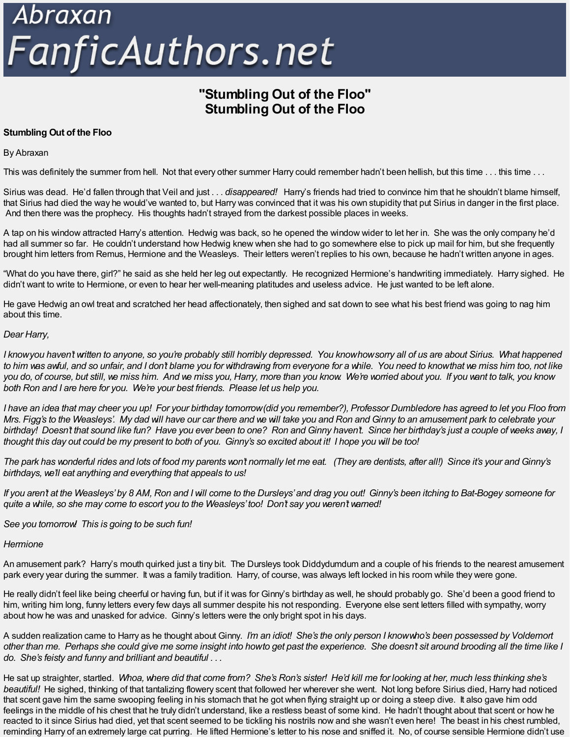# "Stumbling Out of the Floo"
# Stumbling Out of the Floo

**Stumbling Out of the Floo**

By Abraxan

This was definitely the summer from hell. Not that every other summer Harry could remember hadn't been hellish, but this time . . . this time . . .

Sirius was dead. He'd fallen through that Veil and just . . . *disappeared!* Harry's friends had tried to convince him that he shouldn't blame himself, that Sirius had died the way he would've wanted to, but Harry was convinced that it was his own stupidity that put Sirius in danger in the first place. And then there was the prophecy. His thoughts hadn't strayed from the darkest possible places in weeks.

A tap on his window attracted Harry's attention. Hedwig was back, so he opened the window wider to let her in. She was the only company he'd had all summer so far. He couldn't understand how Hedwig knew when she had to go somewhere else to pick up mail for him, but she frequently brought him letters from Remus, Hermione and the Weasleys. Their letters weren't replies to his own, because he hadn't written anyone in ages.

"What do you have there, girl?" he said as she held her leg out expectantly. He recognized Hermione's handwriting immediately. Harry sighed. He didn't want to write to Hermione, or even to hear her well-meaning platitudes and useless advice. He just wanted to be left alone.

He gave Hedwig an owl treat and scratched her head affectionately, then sighed and sat down to see what his best friend was going to nag him about this time.

*Dear Harry,*

*I know you haven't written to anyone, so you're probably still horribly depressed. You know how sorry all of us are about Sirius. What happened to him was awful, and so unfair, and I don't blame you for withdrawing from everyone for a while. You need to know that we miss him too, not like you do, of course, but still, we miss him. And we miss you, Harry, more than you know. We're worried about you. If you want to talk, you know both Ron and I are here for you. We're your best friends. Please let us help you.*

*I have an idea that may cheer you up! For your birthday tomorrow (did you remember?), Professor Dumbledore has agreed to let you Floo from Mrs. Figg's to the Weasleys'. My dad will have our car there and we will take you and Ron and Ginny to an amusement park to celebrate your birthday! Doesn't that sound like fun? Have you ever been to one? Ron and Ginny haven't. Since her birthday's just a couple of weeks away, I thought this day out could be my present to both of you. Ginny's so excited about it! I hope you will be too!*

*The park has wonderful rides and lots of food my parents won't normally let me eat. (They are dentists, after all!) Since it's your and Ginny's birthdays, we'll eat anything and everything that appeals to us!*

*If you aren't at the Weasleys' by 8 AM, Ron and I will come to the Dursleys' and drag you out! Ginny's been itching to Bat-Bogey someone for quite a while, so she may come to escort you to the Weasleys' too! Don't say you weren't warned!*

*See you tomorrow! This is going to be such fun!*

*Hermione*

An amusement park? Harry's mouth quirked just a tiny bit. The Dursleys took Diddydumdum and a couple of his friends to the nearest amusement park every year during the summer. It was a family tradition. Harry, of course, was always left locked in his room while they were gone.

He really didn't feel like being cheerful or having fun, but if it was for Ginny's birthday as well, he should probably go. She'd been a good friend to him, writing him long, funny letters every few days all summer despite his not responding. Everyone else sent letters filled with sympathy, worry about how he was and unasked for advice. Ginny's letters were the only bright spot in his days.

A sudden realization came to Harry as he thought about Ginny. *I'm an idiot! She's the only person I know who's been possessed by Voldemort other than me. Perhaps she could give me some insight into how to get past the experience. She doesn't sit around brooding all the time like I do. She's feisty and funny and brilliant and beautiful . . .*

He sat up straighter, startled. *Whoa, where did that come from? She's Ron's sister! He'd kill me for looking at her, much less thinking she's beautiful!* He sighed, thinking of that tantalizing flowery scent that followed her wherever she went. Not long before Sirius died, Harry had noticed that scent gave him the same swooping feeling in his stomach that he got when flying straight up or doing a steep dive. It also gave him odd feelings in the middle of his chest that he truly didn't understand, like a restless beast of some kind. He hadn't thought about that scent or how he reacted to it since Sirius had died, yet that scent seemed to be tickling his nostrils now and she wasn't even here! The beast in his chest rumbled, reminding Harry of an extremely large cat purring. He lifted Hermione's letter to his nose and sniffed it. No, of course sensible Hermione didn't use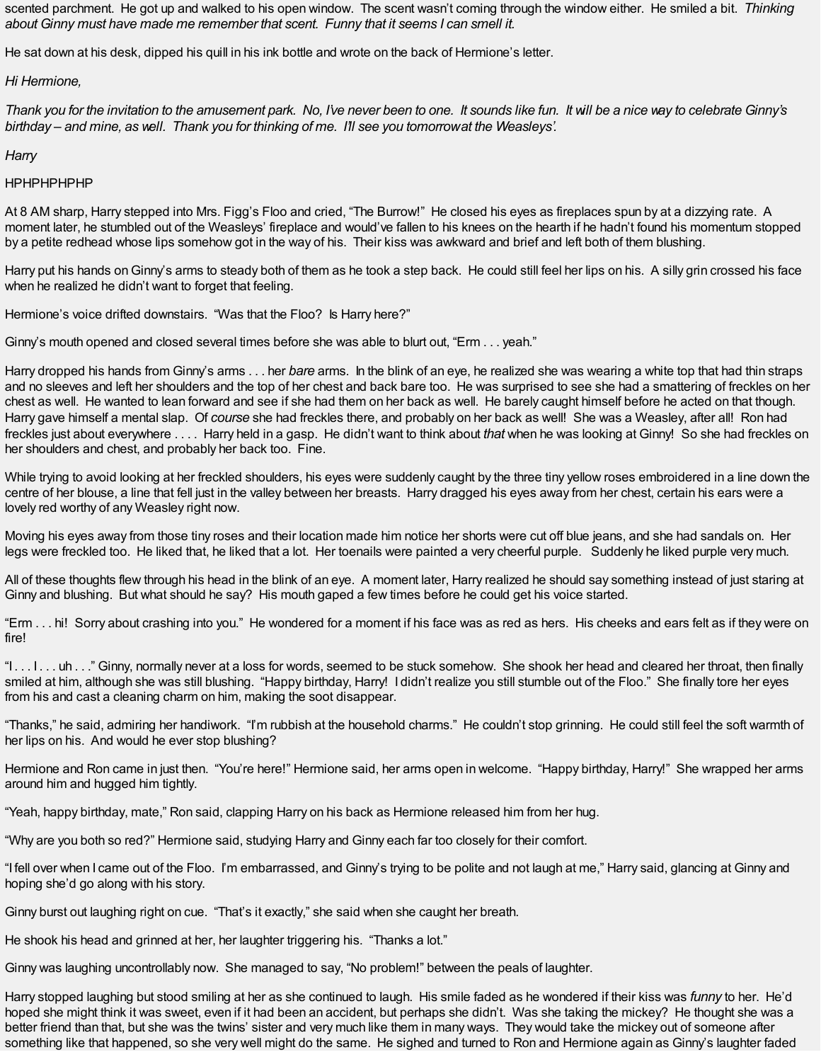scented parchment. He got up and walked to his open window. The scent wasn't coming through the window either. He smiled a bit. *Thinking about Ginny must have made me remember that scent. Funny that it seems I can smell it.*

He sat down at his desk, dipped his quill in his ink bottle and wrote on the back of Hermione's letter.

*Hi Hermione,*

*Thank you for the invitation to the amusement park. No, I've never been to one. It sounds like fun. It will be a nice way to celebrate Ginny's birthday – and mine, as well. Thank you for thinking of me. I'll see you tomorrow at the Weasleys'.*

*Harry*

HPHPHPHPHP

At 8 AM sharp, Harry stepped into Mrs. Figg's Floo and cried, "The Burrow!" He closed his eyes as fireplaces spun by at a dizzying rate. A moment later, he stumbled out of the Weasleys' fireplace and would've fallen to his knees on the hearth if he hadn't found his momentum stopped by a petite redhead whose lips somehow got in the way of his. Their kiss was awkward and brief and left both of them blushing.

Harry put his hands on Ginny's arms to steady both of them as he took a step back. He could still feel her lips on his. A silly grin crossed his face when he realized he didn't want to forget that feeling.

Hermione's voice drifted downstairs. "Was that the Floo? Is Harry here?"

Ginny's mouth opened and closed several times before she was able to blurt out, "Erm . . . yeah."

Harry dropped his hands from Ginny's arms . . . her *bare* arms. In the blink of an eye, he realized she was wearing a white top that had thin straps and no sleeves and left her shoulders and the top of her chest and back bare too. He was surprised to see she had a smattering of freckles on her chest as well. He wanted to lean forward and see if she had them on her back as well. He barely caught himself before he acted on that though. Harry gave himself a mental slap. Of *course* she had freckles there, and probably on her back as well! She was a Weasley, after all! Ron had freckles just about everywhere . . . . Harry held in a gasp. He didn't want to think about *that* when he was looking at Ginny! So she had freckles on her shoulders and chest, and probably her back too. Fine.

While trying to avoid looking at her freckled shoulders, his eyes were suddenly caught by the three tiny yellow roses embroidered in a line down the centre of her blouse, a line that fell just in the valley between her breasts. Harry dragged his eyes away from her chest, certain his ears were a lovely red worthy of any Weasley right now.

Moving his eyes away from those tiny roses and their location made him notice her shorts were cut off blue jeans, and she had sandals on. Her legs were freckled too. He liked that, he liked that a lot. Her toenails were painted a very cheerful purple. Suddenly he liked purple very much.

All of these thoughts flew through his head in the blink of an eye. A moment later, Harry realized he should say something instead of just staring at Ginny and blushing. But what should he say? His mouth gaped a few times before he could get his voice started.

"Erm . . . hi! Sorry about crashing into you." He wondered for a moment if his face was as red as hers. His cheeks and ears felt as if they were on fire!

"I . . . I . . . uh . . ." Ginny, normally never at a loss for words, seemed to be stuck somehow. She shook her head and cleared her throat, then finally smiled at him, although she was still blushing. "Happy birthday, Harry! I didn't realize you still stumble out of the Floo." She finally tore her eyes from his and cast a cleaning charm on him, making the soot disappear.

"Thanks," he said, admiring her handiwork. "I'm rubbish at the household charms." He couldn't stop grinning. He could still feel the soft warmth of her lips on his. And would he ever stop blushing?

Hermione and Ron came in just then. "You're here!" Hermione said, her arms open in welcome. "Happy birthday, Harry!" She wrapped her arms around him and hugged him tightly.

"Yeah, happy birthday, mate," Ron said, clapping Harry on his back as Hermione released him from her hug.

"Why are you both so red?" Hermione said, studying Harry and Ginny each far too closely for their comfort.

"I fell over when I came out of the Floo. I'm embarrassed, and Ginny's trying to be polite and not laugh at me," Harry said, glancing at Ginny and hoping she'd go along with his story.

Ginny burst out laughing right on cue. "That's it exactly," she said when she caught her breath.

He shook his head and grinned at her, her laughter triggering his. "Thanks a lot."

Ginny was laughing uncontrollably now. She managed to say, "No problem!" between the peals of laughter.

Harry stopped laughing but stood smiling at her as she continued to laugh. His smile faded as he wondered if their kiss was *funny* to her. He'd hoped she might think it was sweet, even if it had been an accident, but perhaps she didn't. Was she taking the mickey? He thought she was a better friend than that, but she was the twins' sister and very much like them in many ways. They would take the mickey out of someone after something like that happened, so she very well might do the same. He sighed and turned to Ron and Hermione again as Ginny's laughter faded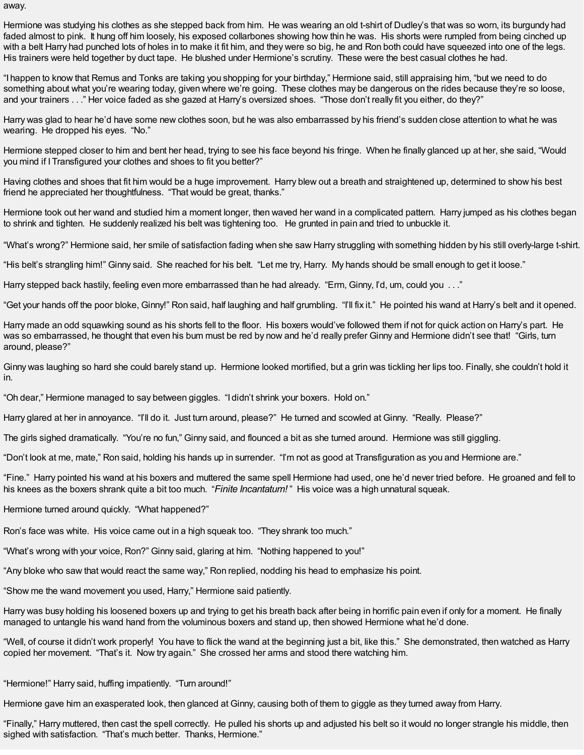away.

Hermione was studying his clothes as she stepped back from him. He was wearing an old t-shirt of Dudley's that was so worn, its burgundy had faded almost to pink. It hung off him loosely, his exposed collarbones showing how thin he was. His shorts were rumpled from being cinched up with a belt Harry had punched lots of holes in to make it fit him, and they were so big, he and Ron both could have squeezed into one of the legs. His trainers were held together by duct tape. He blushed under Hermione's scrutiny. These were the best casual clothes he had.

"I happen to know that Remus and Tonks are taking you shopping for your birthday," Hermione said, still appraising him, "but we need to do something about what you're wearing today, given where we're going. These clothes may be dangerous on the rides because they're so loose, and your trainers . . ." Her voice faded as she gazed at Harry's oversized shoes. "Those don't really fit you either, do they?"

Harry was glad to hear he'd have some new clothes soon, but he was also embarrassed by his friend's sudden close attention to what he was wearing. He dropped his eyes. "No."

Hermione stepped closer to him and bent her head, trying to see his face beyond his fringe. When he finally glanced up at her, she said, "Would you mind if I Transfigured your clothes and shoes to fit you better?"

Having clothes and shoes that fit him would be a huge improvement. Harry blew out a breath and straightened up, determined to show his best friend he appreciated her thoughtfulness. "That would be great, thanks."

Hermione took out her wand and studied him a moment longer, then waved her wand in a complicated pattern. Harry jumped as his clothes began to shrink and tighten. He suddenly realized his belt was tightening too. He grunted in pain and tried to unbuckle it.

"What's wrong?" Hermione said, her smile of satisfaction fading when she saw Harry struggling with something hidden by his still overly-large t-shirt.

"His belt's strangling him!" Ginny said. She reached for his belt. "Let me try, Harry. My hands should be small enough to get it loose."

Harry stepped back hastily, feeling even more embarrassed than he had already. "Erm, Ginny, I'd, um, could you . . ."

"Get your hands off the poor bloke, Ginny!" Ron said, half laughing and half grumbling. "I'll fix it." He pointed his wand at Harry's belt and it opened.

Harry made an odd squawking sound as his shorts fell to the floor. His boxers would've followed them if not for quick action on Harry's part. He was so embarrassed, he thought that even his bum must be red by now and he'd really prefer Ginny and Hermione didn't see that! "Girls, turn around, please?"

Ginny was laughing so hard she could barely stand up. Hermione looked mortified, but a grin was tickling her lips too. Finally, she couldn't hold it in.

"Oh dear," Hermione managed to say between giggles. "I didn't shrink your boxers. Hold on."

Harry glared at her in annoyance. "I'll do it. Just turn around, please?" He turned and scowled at Ginny. "Really. Please?"

The girls sighed dramatically. "You're no fun," Ginny said, and flounced a bit as she turned around. Hermione was still giggling.

"Don't look at me, mate," Ron said, holding his hands up in surrender. "I'm not as good at Transfiguration as you and Hermione are."

"Fine." Harry pointed his wand at his boxers and muttered the same spell Hermione had used, one he'd never tried before. He groaned and fell to his knees as the boxers shrank quite a bit too much. "*Finite Incantatum!*" His voice was a high unnatural squeak.

Hermione turned around quickly. "What happened?"

Ron's face was white. His voice came out in a high squeak too. "They shrank too much."

"What's wrong with your voice, Ron?" Ginny said, glaring at him. "Nothing happened to you!"

"Any bloke who saw that would react the same way," Ron replied, nodding his head to emphasize his point.

"Show me the wand movement you used, Harry," Hermione said patiently.

Harry was busy holding his loosened boxers up and trying to get his breath back after being in horrific pain even if only for a moment. He finally managed to untangle his wand hand from the voluminous boxers and stand up, then showed Hermione what he'd done.

"Well, of course it didn't work properly! You have to flick the wand at the beginning just a bit, like this." She demonstrated, then watched as Harry copied her movement. "That's it. Now try again." She crossed her arms and stood there watching him.

"Hermione!" Harry said, huffing impatiently. "Turn around!"

Hermione gave him an exasperated look, then glanced at Ginny, causing both of them to giggle as they turned away from Harry.

"Finally," Harry muttered, then cast the spell correctly. He pulled his shorts up and adjusted his belt so it would no longer strangle his middle, then sighed with satisfaction. "That's much better. Thanks, Hermione."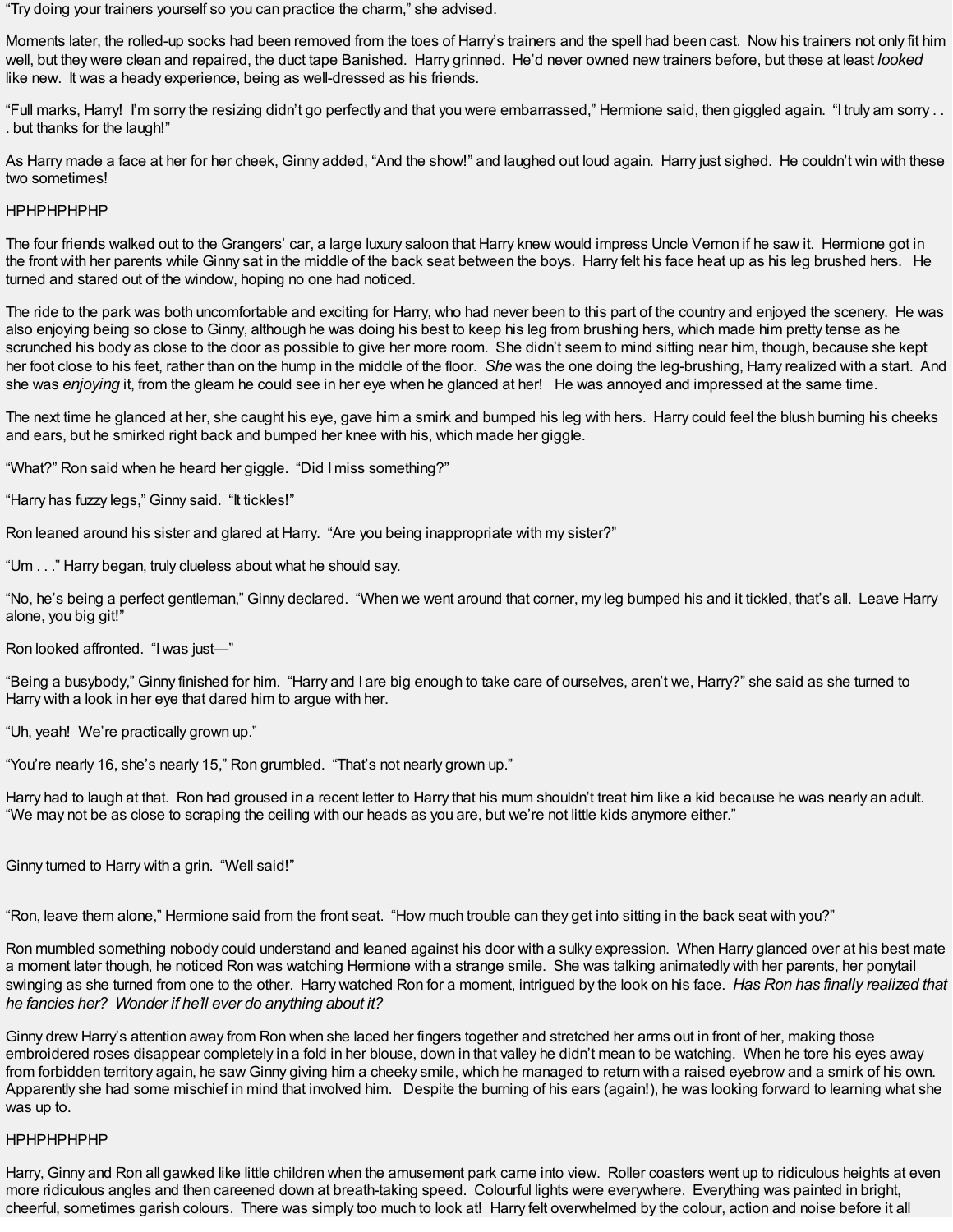"Try doing your trainers yourself so you can practice the charm," she advised.

Moments later, the rolled-up socks had been removed from the toes of Harry's trainers and the spell had been cast. Now his trainers not only fit him well, but they were clean and repaired, the duct tape Banished. Harry grinned. He'd never owned new trainers before, but these at least *looked* like new. It was a heady experience, being as well-dressed as his friends.

"Full marks, Harry! I'm sorry the resizing didn't go perfectly and that you were embarrassed," Hermione said, then giggled again. "I truly am sorry . . . but thanks for the laugh!"

As Harry made a face at her for her cheek, Ginny added, "And the show!" and laughed out loud again. Harry just sighed. He couldn't win with these two sometimes!

HPHPHPHPHP

The four friends walked out to the Grangers' car, a large luxury saloon that Harry knew would impress Uncle Vernon if he saw it. Hermione got in the front with her parents while Ginny sat in the middle of the back seat between the boys. Harry felt his face heat up as his leg brushed hers. He turned and stared out of the window, hoping no one had noticed.

The ride to the park was both uncomfortable and exciting for Harry, who had never been to this part of the country and enjoyed the scenery. He was also enjoying being so close to Ginny, although he was doing his best to keep his leg from brushing hers, which made him pretty tense as he scrunched his body as close to the door as possible to give her more room. She didn't seem to mind sitting near him, though, because she kept her foot close to his feet, rather than on the hump in the middle of the floor. *She* was the one doing the leg-brushing, Harry realized with a start. And she was *enjoying* it, from the gleam he could see in her eye when he glanced at her! He was annoyed and impressed at the same time.

The next time he glanced at her, she caught his eye, gave him a smirk and bumped his leg with hers. Harry could feel the blush burning his cheeks and ears, but he smirked right back and bumped her knee with his, which made her giggle.

"What?" Ron said when he heard her giggle. "Did I miss something?"

"Harry has fuzzy legs," Ginny said. "It tickles!"

Ron leaned around his sister and glared at Harry. "Are you being inappropriate with my sister?"

"Um . . ." Harry began, truly clueless about what he should say.

"No, he's being a perfect gentleman," Ginny declared. "When we went around that corner, my leg bumped his and it tickled, that's all. Leave Harry alone, you big git!"

Ron looked affronted. "I was just—"

"Being a busybody," Ginny finished for him. "Harry and I are big enough to take care of ourselves, aren't we, Harry?" she said as she turned to Harry with a look in her eye that dared him to argue with her.

"Uh, yeah! We're practically grown up."

"You're nearly 16, she's nearly 15," Ron grumbled. "That's not nearly grown up."

Harry had to laugh at that. Ron had groused in a recent letter to Harry that his mum shouldn't treat him like a kid because he was nearly an adult. "We may not be as close to scraping the ceiling with our heads as you are, but we're not little kids anymore either."

Ginny turned to Harry with a grin. "Well said!"

"Ron, leave them alone," Hermione said from the front seat. "How much trouble can they get into sitting in the back seat with you?"

Ron mumbled something nobody could understand and leaned against his door with a sulky expression. When Harry glanced over at his best mate a moment later though, he noticed Ron was watching Hermione with a strange smile. She was talking animatedly with her parents, her ponytail swinging as she turned from one to the other. Harry watched Ron for a moment, intrigued by the look on his face. *Has Ron has finally realized that he fancies her? Wonder if he'll ever do anything about it?*

Ginny drew Harry's attention away from Ron when she laced her fingers together and stretched her arms out in front of her, making those embroidered roses disappear completely in a fold in her blouse, down in that valley he didn't mean to be watching. When he tore his eyes away from forbidden territory again, he saw Ginny giving him a cheeky smile, which he managed to return with a raised eyebrow and a smirk of his own. Apparently she had some mischief in mind that involved him. Despite the burning of his ears (again!), he was looking forward to learning what she was up to.

HPHPHPHPHP

Harry, Ginny and Ron all gawked like little children when the amusement park came into view. Roller coasters went up to ridiculous heights at even more ridiculous angles and then careened down at breath-taking speed. Colourful lights were everywhere. Everything was painted in bright, cheerful, sometimes garish colours. There was simply too much to look at! Harry felt overwhelmed by the colour, action and noise before it all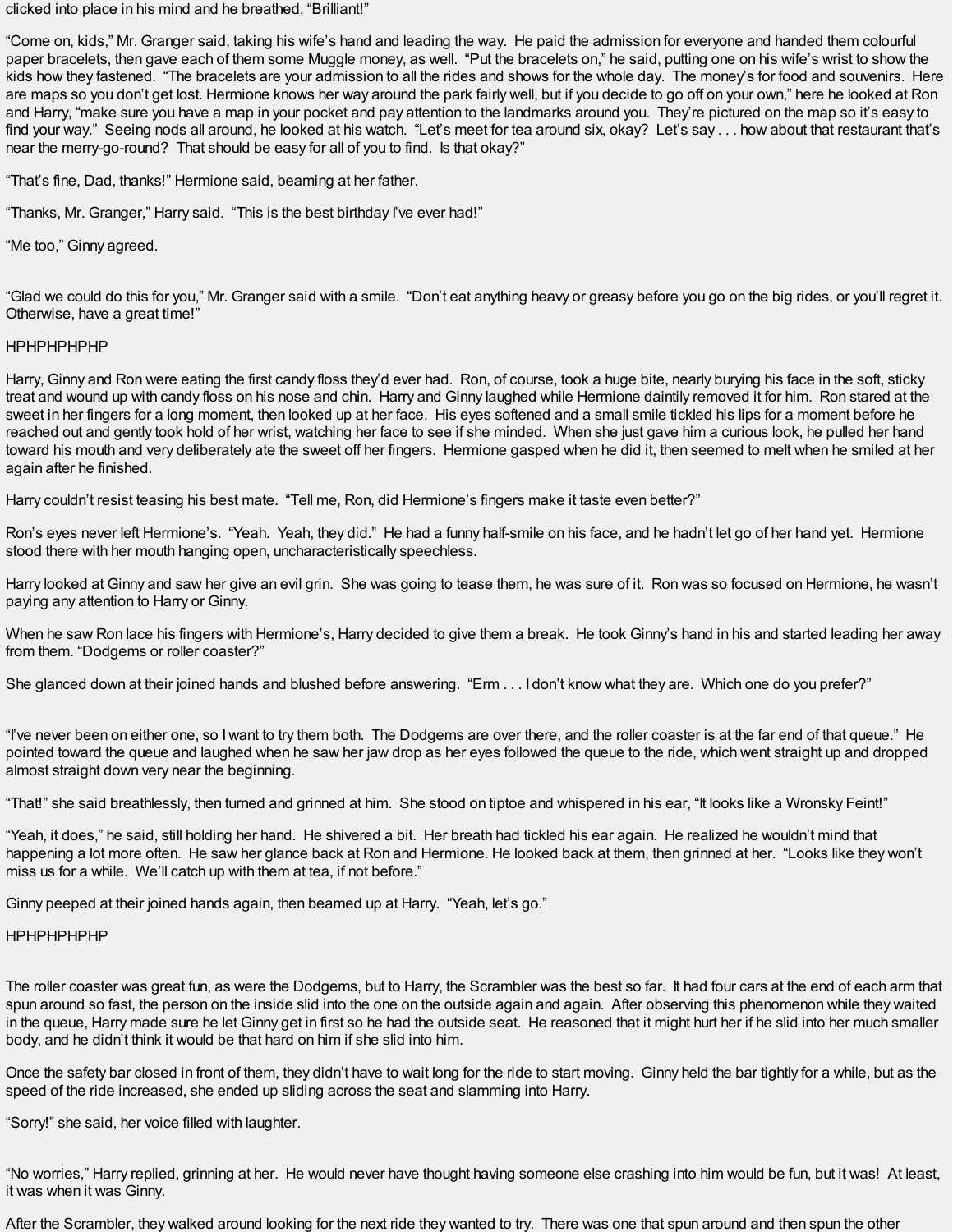clicked into place in his mind and he breathed, "Brilliant!"

"Come on, kids," Mr. Granger said, taking his wife's hand and leading the way. He paid the admission for everyone and handed them colourful paper bracelets, then gave each of them some Muggle money, as well. "Put the bracelets on," he said, putting one on his wife's wrist to show the kids how they fastened. "The bracelets are your admission to all the rides and shows for the whole day. The money's for food and souvenirs. Here are maps so you don't get lost. Hermione knows her way around the park fairly well, but if you decide to go off on your own," here he looked at Ron and Harry, "make sure you have a map in your pocket and pay attention to the landmarks around you. They're pictured on the map so it's easy to find your way." Seeing nods all around, he looked at his watch. "Let's meet for tea around six, okay? Let's say . . . how about that restaurant that's near the merry-go-round? That should be easy for all of you to find. Is that okay?"

"That's fine, Dad, thanks!" Hermione said, beaming at her father.

"Thanks, Mr. Granger," Harry said. "This is the best birthday I've ever had!"

"Me too," Ginny agreed.

"Glad we could do this for you," Mr. Granger said with a smile. "Don't eat anything heavy or greasy before you go on the big rides, or you'll regret it. Otherwise, have a great time!"

HPHPHPHPHP

Harry, Ginny and Ron were eating the first candy floss they'd ever had. Ron, of course, took a huge bite, nearly burying his face in the soft, sticky treat and wound up with candy floss on his nose and chin. Harry and Ginny laughed while Hermione daintily removed it for him. Ron stared at the sweet in her fingers for a long moment, then looked up at her face. His eyes softened and a small smile tickled his lips for a moment before he reached out and gently took hold of her wrist, watching her face to see if she minded. When she just gave him a curious look, he pulled her hand toward his mouth and very deliberately ate the sweet off her fingers. Hermione gasped when he did it, then seemed to melt when he smiled at her again after he finished.

Harry couldn't resist teasing his best mate. "Tell me, Ron, did Hermione's fingers make it taste even better?"

Ron's eyes never left Hermione's. "Yeah. Yeah, they did." He had a funny half-smile on his face, and he hadn't let go of her hand yet. Hermione stood there with her mouth hanging open, uncharacteristically speechless.

Harry looked at Ginny and saw her give an evil grin. She was going to tease them, he was sure of it. Ron was so focused on Hermione, he wasn't paying any attention to Harry or Ginny.

When he saw Ron lace his fingers with Hermione's, Harry decided to give them a break. He took Ginny's hand in his and started leading her away from them. "Dodgems or roller coaster?"

She glanced down at their joined hands and blushed before answering. "Erm . . . I don't know what they are. Which one do you prefer?"

"I've never been on either one, so I want to try them both. The Dodgems are over there, and the roller coaster is at the far end of that queue." He pointed toward the queue and laughed when he saw her jaw drop as her eyes followed the queue to the ride, which went straight up and dropped almost straight down very near the beginning.

"That!" she said breathlessly, then turned and grinned at him. She stood on tiptoe and whispered in his ear, "It looks like a Wronsky Feint!"

"Yeah, it does," he said, still holding her hand. He shivered a bit. Her breath had tickled his ear again. He realized he wouldn't mind that happening a lot more often. He saw her glance back at Ron and Hermione. He looked back at them, then grinned at her. "Looks like they won't miss us for a while. We'll catch up with them at tea, if not before."

Ginny peeped at their joined hands again, then beamed up at Harry. "Yeah, let's go."

HPHPHPHPHP

The roller coaster was great fun, as were the Dodgems, but to Harry, the Scrambler was the best so far. It had four cars at the end of each arm that spun around so fast, the person on the inside slid into the one on the outside again and again. After observing this phenomenon while they waited in the queue, Harry made sure he let Ginny get in first so he had the outside seat. He reasoned that it might hurt her if he slid into her much smaller body, and he didn't think it would be that hard on him if she slid into him.

Once the safety bar closed in front of them, they didn't have to wait long for the ride to start moving. Ginny held the bar tightly for a while, but as the speed of the ride increased, she ended up sliding across the seat and slamming into Harry.

"Sorry!" she said, her voice filled with laughter.

"No worries," Harry replied, grinning at her. He would never have thought having someone else crashing into him would be fun, but it was! At least, it was when it was Ginny.

After the Scrambler, they walked around looking for the next ride they wanted to try. There was one that spun around and then spun the other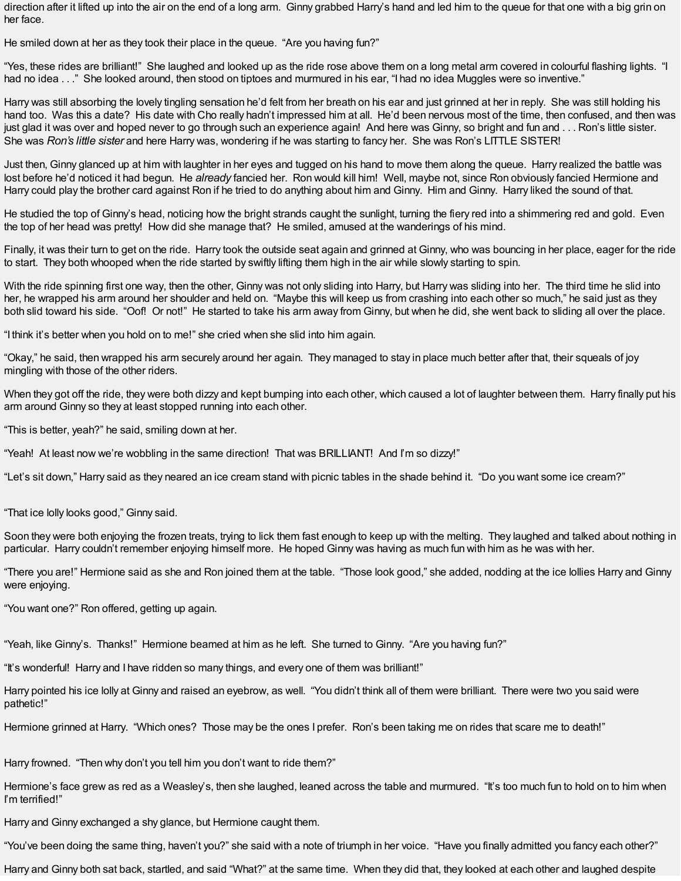direction after it lifted up into the air on the end of a long arm. Ginny grabbed Harry's hand and led him to the queue for that one with a big grin on her face.

He smiled down at her as they took their place in the queue. "Are you having fun?"

"Yes, these rides are brilliant!" She laughed and looked up as the ride rose above them on a long metal arm covered in colourful flashing lights. "I had no idea . . ." She looked around, then stood on tiptoes and murmured in his ear, "I had no idea Muggles were so inventive."

Harry was still absorbing the lovely tingling sensation he'd felt from her breath on his ear and just grinned at her in reply. She was still holding his hand too. Was this a date? His date with Cho really hadn't impressed him at all. He'd been nervous most of the time, then confused, and then was just glad it was over and hoped never to go through such an experience again! And here was Ginny, so bright and fun and . . . Ron's little sister. She was *Ron's little sister* and here Harry was, wondering if he was starting to fancy her. She was Ron's LITTLE SISTER!

Just then, Ginny glanced up at him with laughter in her eyes and tugged on his hand to move them along the queue. Harry realized the battle was lost before he'd noticed it had begun. He *already* fancied her. Ron would kill him! Well, maybe not, since Ron obviously fancied Hermione and Harry could play the brother card against Ron if he tried to do anything about him and Ginny. Him and Ginny. Harry liked the sound of that.

He studied the top of Ginny's head, noticing how the bright strands caught the sunlight, turning the fiery red into a shimmering red and gold. Even the top of her head was pretty! How did she manage that? He smiled, amused at the wanderings of his mind.

Finally, it was their turn to get on the ride. Harry took the outside seat again and grinned at Ginny, who was bouncing in her place, eager for the ride to start. They both whooped when the ride started by swiftly lifting them high in the air while slowly starting to spin.

With the ride spinning first one way, then the other, Ginny was not only sliding into Harry, but Harry was sliding into her. The third time he slid into her, he wrapped his arm around her shoulder and held on. "Maybe this will keep us from crashing into each other so much," he said just as they both slid toward his side. "Oof! Or not!" He started to take his arm away from Ginny, but when he did, she went back to sliding all over the place.

"I think it's better when you hold on to me!" she cried when she slid into him again.

"Okay," he said, then wrapped his arm securely around her again. They managed to stay in place much better after that, their squeals of joy mingling with those of the other riders.

When they got off the ride, they were both dizzy and kept bumping into each other, which caused a lot of laughter between them. Harry finally put his arm around Ginny so they at least stopped running into each other.

"This is better, yeah?" he said, smiling down at her.

"Yeah! At least now we're wobbling in the same direction! That was BRILLIANT! And I'm so dizzy!"

"Let's sit down," Harry said as they neared an ice cream stand with picnic tables in the shade behind it. "Do you want some ice cream?"

"That ice lolly looks good," Ginny said.

Soon they were both enjoying the frozen treats, trying to lick them fast enough to keep up with the melting. They laughed and talked about nothing in particular. Harry couldn't remember enjoying himself more. He hoped Ginny was having as much fun with him as he was with her.

"There you are!" Hermione said as she and Ron joined them at the table. "Those look good," she added, nodding at the ice lollies Harry and Ginny were enjoying.

"You want one?" Ron offered, getting up again.

"Yeah, like Ginny's. Thanks!" Hermione beamed at him as he left. She turned to Ginny. "Are you having fun?"

"It's wonderful! Harry and I have ridden so many things, and every one of them was brilliant!"

Harry pointed his ice lolly at Ginny and raised an eyebrow, as well. "You didn't think all of them were brilliant. There were two you said were pathetic!"

Hermione grinned at Harry. "Which ones? Those may be the ones I prefer. Ron's been taking me on rides that scare me to death!"

Harry frowned. "Then why don't you tell him you don't want to ride them?"

Hermione's face grew as red as a Weasley's, then she laughed, leaned across the table and murmured. "It's too much fun to hold on to him when I'm terrified!"

Harry and Ginny exchanged a shy glance, but Hermione caught them.

"You've been doing the same thing, haven't you?" she said with a note of triumph in her voice. "Have you finally admitted you fancy each other?"

Harry and Ginny both sat back, startled, and said "What?" at the same time. When they did that, they looked at each other and laughed despite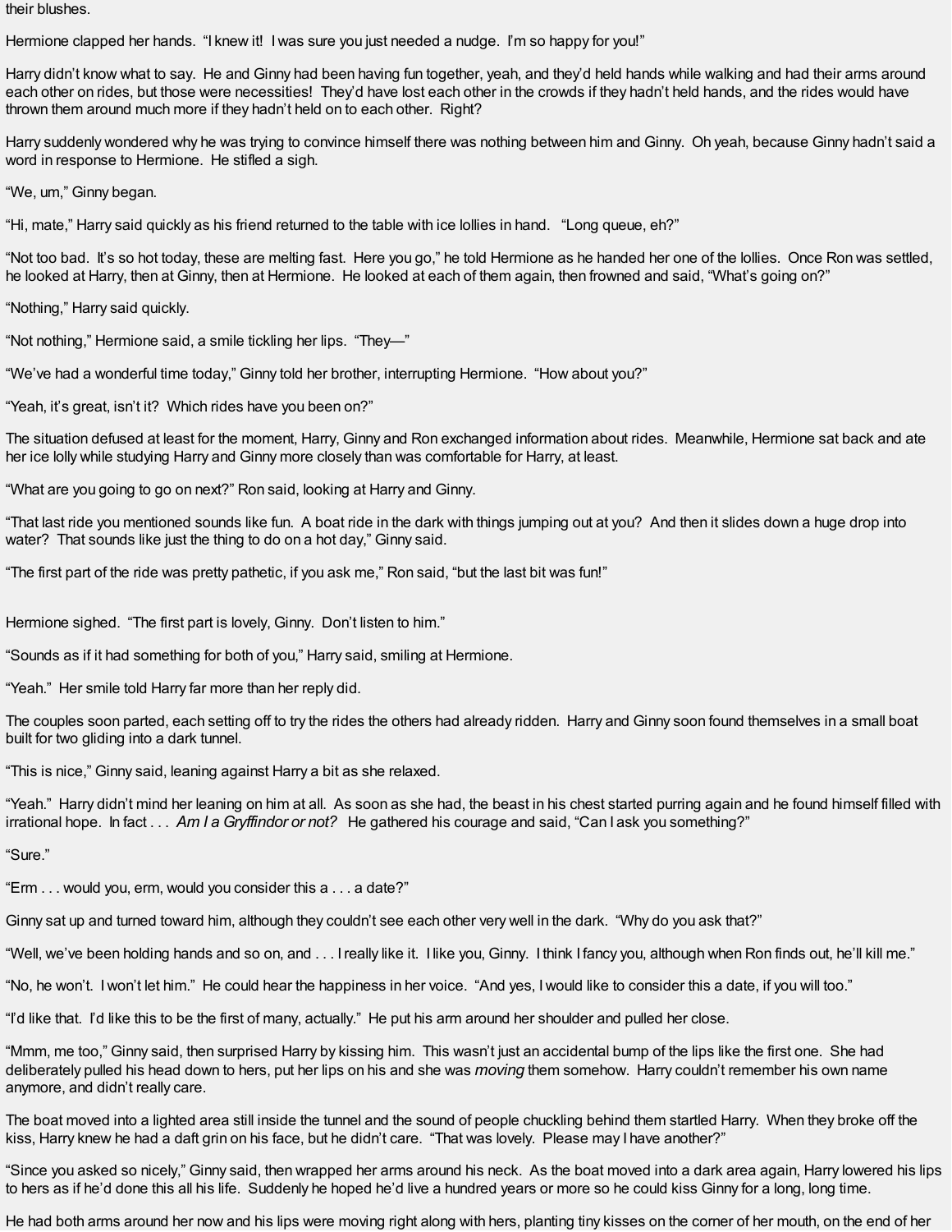their blushes.

Hermione clapped her hands. "I knew it! I was sure you just needed a nudge. I'm so happy for you!"

Harry didn't know what to say. He and Ginny had been having fun together, yeah, and they'd held hands while walking and had their arms around each other on rides, but those were necessities! They'd have lost each other in the crowds if they hadn't held hands, and the rides would have thrown them around much more if they hadn't held on to each other. Right?

Harry suddenly wondered why he was trying to convince himself there was nothing between him and Ginny. Oh yeah, because Ginny hadn't said a word in response to Hermione. He stifled a sigh.

"We, um," Ginny began.

"Hi, mate," Harry said quickly as his friend returned to the table with ice lollies in hand. "Long queue, eh?"

"Not too bad. It's so hot today, these are melting fast. Here you go," he told Hermione as he handed her one of the lollies. Once Ron was settled, he looked at Harry, then at Ginny, then at Hermione. He looked at each of them again, then frowned and said, "What's going on?"

"Nothing," Harry said quickly.

"Not nothing," Hermione said, a smile tickling her lips. "They—"

"We've had a wonderful time today," Ginny told her brother, interrupting Hermione. "How about you?"

"Yeah, it's great, isn't it? Which rides have you been on?"

The situation defused at least for the moment, Harry, Ginny and Ron exchanged information about rides. Meanwhile, Hermione sat back and ate her ice lolly while studying Harry and Ginny more closely than was comfortable for Harry, at least.

"What are you going to go on next?" Ron said, looking at Harry and Ginny.

"That last ride you mentioned sounds like fun. A boat ride in the dark with things jumping out at you? And then it slides down a huge drop into water? That sounds like just the thing to do on a hot day," Ginny said.

"The first part of the ride was pretty pathetic, if you ask me," Ron said, "but the last bit was fun!"

Hermione sighed. "The first part is lovely, Ginny. Don't listen to him."

"Sounds as if it had something for both of you," Harry said, smiling at Hermione.

"Yeah." Her smile told Harry far more than her reply did.

The couples soon parted, each setting off to try the rides the others had already ridden. Harry and Ginny soon found themselves in a small boat built for two gliding into a dark tunnel.

"This is nice," Ginny said, leaning against Harry a bit as she relaxed.

"Yeah." Harry didn't mind her leaning on him at all. As soon as she had, the beast in his chest started purring again and he found himself filled with irrational hope. In fact . . . *Am I a Gryffindor or not?* He gathered his courage and said, "Can I ask you something?"

"Sure."

"Erm . . . would you, erm, would you consider this a . . . a date?"

Ginny sat up and turned toward him, although they couldn't see each other very well in the dark. "Why do you ask that?"

"Well, we've been holding hands and so on, and . . . I really like it. I like you, Ginny. I think I fancy you, although when Ron finds out, he'll kill me."

"No, he won't. I won't let him." He could hear the happiness in her voice. "And yes, I would like to consider this a date, if you will too."

"I'd like that. I'd like this to be the first of many, actually." He put his arm around her shoulder and pulled her close.

"Mmm, me too," Ginny said, then surprised Harry by kissing him. This wasn't just an accidental bump of the lips like the first one. She had deliberately pulled his head down to hers, put her lips on his and she was *moving* them somehow. Harry couldn't remember his own name anymore, and didn't really care.

The boat moved into a lighted area still inside the tunnel and the sound of people chuckling behind them startled Harry. When they broke off the kiss, Harry knew he had a daft grin on his face, but he didn't care. "That was lovely. Please may I have another?"

"Since you asked so nicely," Ginny said, then wrapped her arms around his neck. As the boat moved into a dark area again, Harry lowered his lips to hers as if he'd done this all his life. Suddenly he hoped he'd live a hundred years or more so he could kiss Ginny for a long, long time.

He had both arms around her now and his lips were moving right along with hers, planting tiny kisses on the corner of her mouth, on the end of her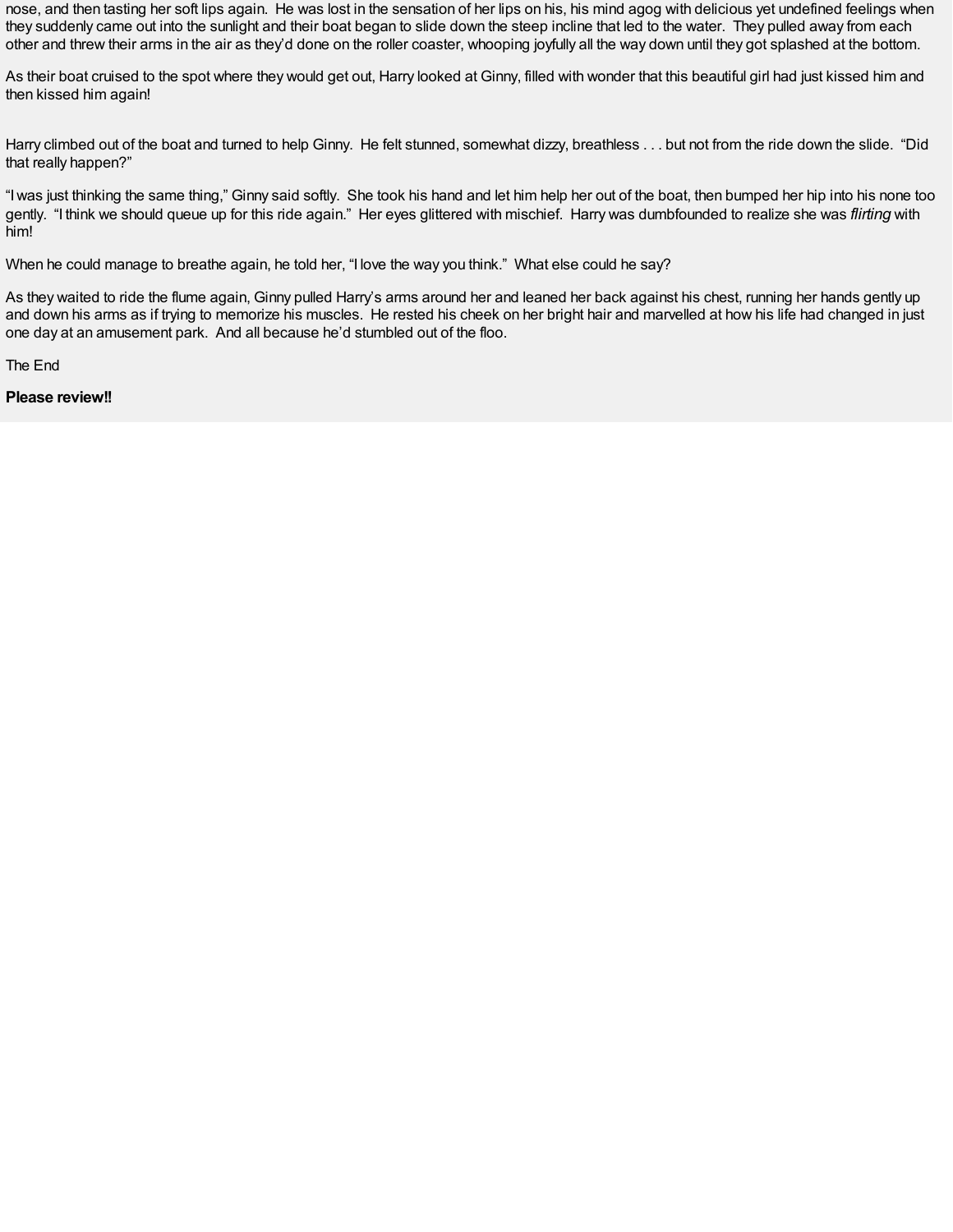nose, and then tasting her soft lips again.  He was lost in the sensation of her lips on his, his mind agog with delicious yet undefined feelings when they suddenly came out into the sunlight and their boat began to slide down the steep incline that led to the water.  They pulled away from each other and threw their arms in the air as they'd done on the roller coaster, whooping joyfully all the way down until they got splashed at the bottom.

As their boat cruised to the spot where they would get out, Harry looked at Ginny, filled with wonder that this beautiful girl had just kissed him and then kissed him again!

Harry climbed out of the boat and turned to help Ginny.  He felt stunned, somewhat dizzy, breathless . . . but not from the ride down the slide.  "Did that really happen?"

"I was just thinking the same thing," Ginny said softly.  She took his hand and let him help her out of the boat, then bumped her hip into his none too gently.  "I think we should queue up for this ride again."  Her eyes glittered with mischief.  Harry was dumbfounded to realize she was *flirting* with him!

When he could manage to breathe again, he told her, "I love the way you think."  What else could he say?

As they waited to ride the flume again, Ginny pulled Harry's arms around her and leaned her back against his chest, running her hands gently up and down his arms as if trying to memorize his muscles.  He rested his cheek on her bright hair and marvelled at how his life had changed in just one day at an amusement park.  And all because he'd stumbled out of the floo.

The End

**Please review!!**